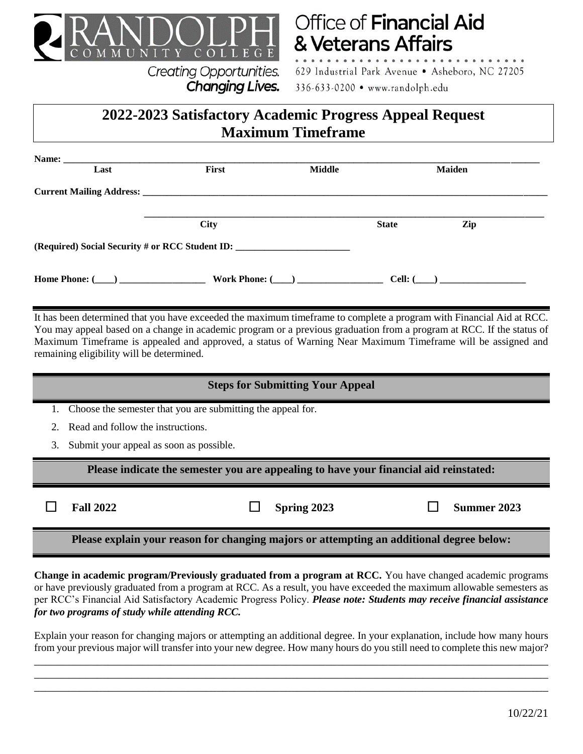RANDOLPH COMMUNITY COLLEGE

Creating Opportunities. **Changing Lives.**

Office of **Financial Aid & Veterans Affairs**

629 Industrial Park Avenue • Asheboro, NC 27205

336-633-0200 • www.randolph.edu

# 2022-2023 Satisfactory Academic Progress Appeal Request Maximum Timeframe

**Name:** ____________________________________________________________________________

**Last** **First** **Middle** **Maiden**

**Current Mailing Address:** ____________________________________________________________

____________________________________________________________

**City** **State** **Zip**

**(Required) Social Security # or RCC Student ID:** ________________________

**Home Phone: (____)** __________________ **Work Phone: (____)** __________________ **Cell: (____)** __________________

It has been determined that you have exceeded the maximum timeframe to complete a program with Financial Aid at RCC. You may appeal based on a change in academic program or a previous graduation from a program at RCC. If the status of Maximum Timeframe is appealed and approved, a status of Warning Near Maximum Timeframe will be assigned and remaining eligibility will be determined.

## Steps for Submitting Your Appeal

1. Choose the semester that you are submitting the appeal for.
2. Read and follow the instructions.
3. Submit your appeal as soon as possible.

## Please indicate the semester you are appealing to have your financial aid reinstated:

☐ **Fall 2022** ☐ **Spring 2023** ☐ **Summer 2023**

## Please explain your reason for changing majors or attempting an additional degree below:

**Change in academic program/Previously graduated from a program at RCC.** You have changed academic programs or have previously graduated from a program at RCC. As a result, you have exceeded the maximum allowable semesters as per RCC's Financial Aid Satisfactory Academic Progress Policy. ***Please note: Students may receive financial assistance for two programs of study while attending RCC.***

Explain your reason for changing majors or attempting an additional degree. In your explanation, include how many hours from your previous major will transfer into your new degree. How many hours do you still need to complete this new major?

____________________________________________________________________________________________

____________________________________________________________________________________________

____________________________________________________________________________________________

10/22/21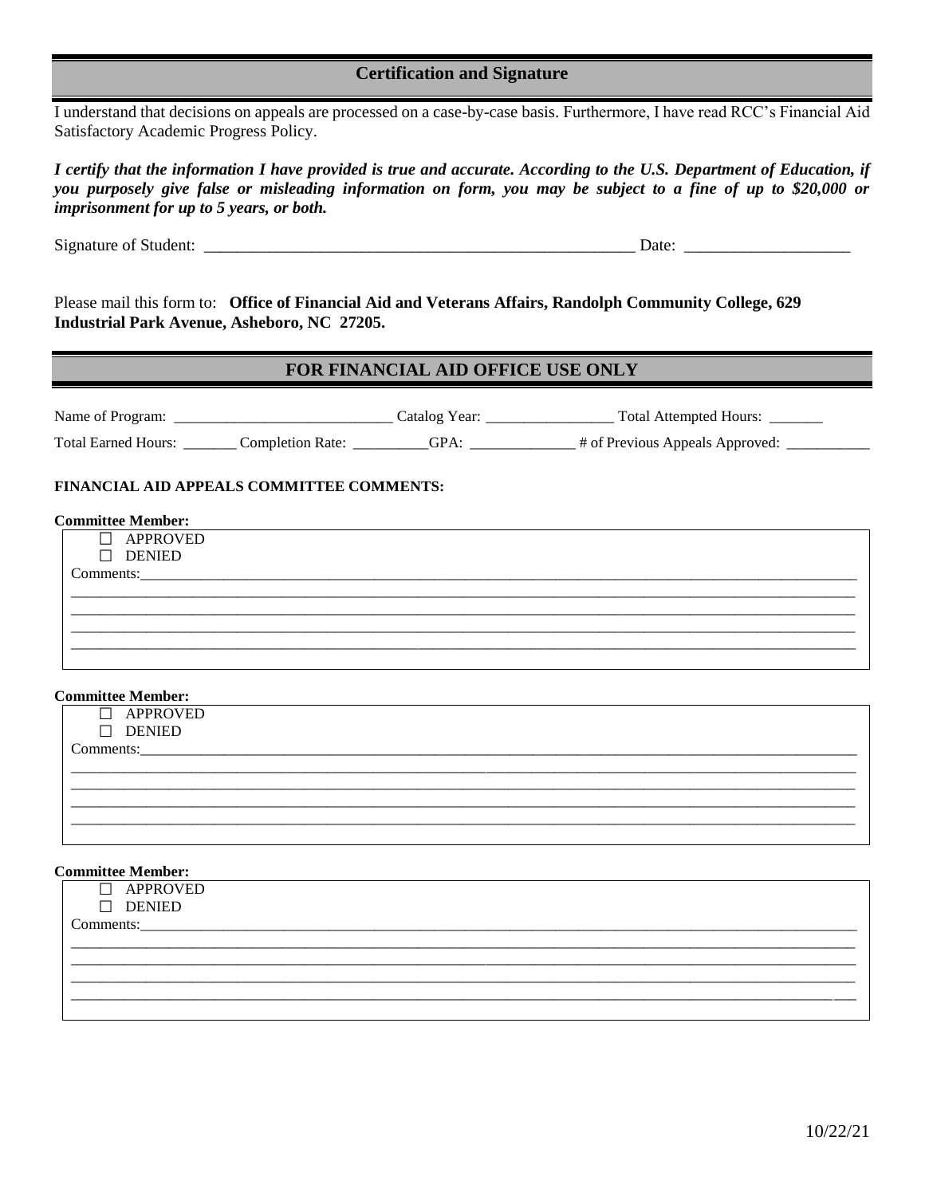## Certification and Signature

I understand that decisions on appeals are processed on a case-by-case basis. Furthermore, I have read RCC's Financial Aid Satisfactory Academic Progress Policy.

***I certify that the information I have provided is true and accurate. According to the U.S. Department of Education, if you purposely give false or misleading information on form, you may be subject to a fine of up to $20,000 or imprisonment for up to 5 years, or both.***

Signature of Student: _______________________________________________________ Date: ____________________

Please mail this form to: **Office of Financial Aid and Veterans Affairs, Randolph Community College, 629 Industrial Park Avenue, Asheboro, NC 27205.**

## FOR FINANCIAL AID OFFICE USE ONLY

Name of Program: _____________________________ Catalog Year: _________________ Total Attempted Hours: _______

Total Earned Hours: _______ Completion Rate: __________GPA: ______________ # of Previous Appeals Approved: ___________

**FINANCIAL AID APPEALS COMMITTEE COMMENTS:**

**Committee Member:**

☐ APPROVED
☐ DENIED

Comments:_____________________________________________________________________________________________
_______________________________________________________________________________________________________
_______________________________________________________________________________________________________
_______________________________________________________________________________________________________
_______________________________________________________________________________________________________

**Committee Member:**

☐ APPROVED
☐ DENIED

Comments:_____________________________________________________________________________________________
_______________________________________________________________________________________________________
_______________________________________________________________________________________________________
_______________________________________________________________________________________________________
_______________________________________________________________________________________________________

**Committee Member:**

☐ APPROVED
☐ DENIED

Comments:_____________________________________________________________________________________________
_______________________________________________________________________________________________________
_______________________________________________________________________________________________________
_______________________________________________________________________________________________________
_______________________________________________________________________________________________________

10/22/21